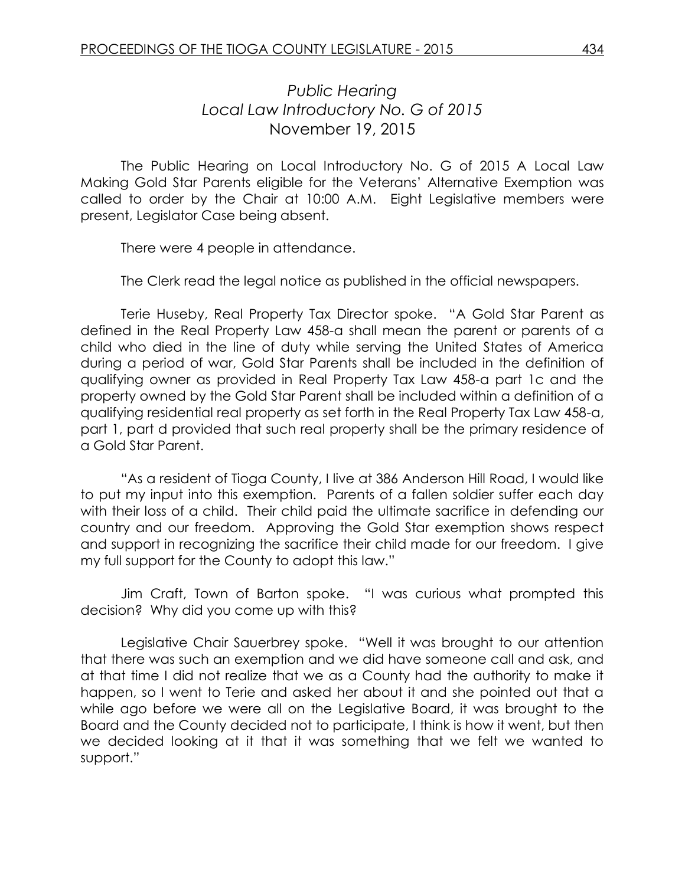## *Public Hearing*
## *Local Law Introductory No. G of 2015*
## November 19, 2015

The Public Hearing on Local Introductory No. G of 2015 A Local Law Making Gold Star Parents eligible for the Veterans' Alternative Exemption was called to order by the Chair at 10:00 A.M. Eight Legislative members were present, Legislator Case being absent.

There were 4 people in attendance.

The Clerk read the legal notice as published in the official newspapers.

Terie Huseby, Real Property Tax Director spoke. "A Gold Star Parent as defined in the Real Property Law 458-a shall mean the parent or parents of a child who died in the line of duty while serving the United States of America during a period of war, Gold Star Parents shall be included in the definition of qualifying owner as provided in Real Property Tax Law 458-a part 1c and the property owned by the Gold Star Parent shall be included within a definition of a qualifying residential real property as set forth in the Real Property Tax Law 458-a, part 1, part d provided that such real property shall be the primary residence of a Gold Star Parent.

"As a resident of Tioga County, I live at 386 Anderson Hill Road, I would like to put my input into this exemption. Parents of a fallen soldier suffer each day with their loss of a child. Their child paid the ultimate sacrifice in defending our country and our freedom. Approving the Gold Star exemption shows respect and support in recognizing the sacrifice their child made for our freedom. I give my full support for the County to adopt this law."

Jim Craft, Town of Barton spoke. "I was curious what prompted this decision? Why did you come up with this?

Legislative Chair Sauerbrey spoke. "Well it was brought to our attention that there was such an exemption and we did have someone call and ask, and at that time I did not realize that we as a County had the authority to make it happen, so I went to Terie and asked her about it and she pointed out that a while ago before we were all on the Legislative Board, it was brought to the Board and the County decided not to participate, I think is how it went, but then we decided looking at it that it was something that we felt we wanted to support."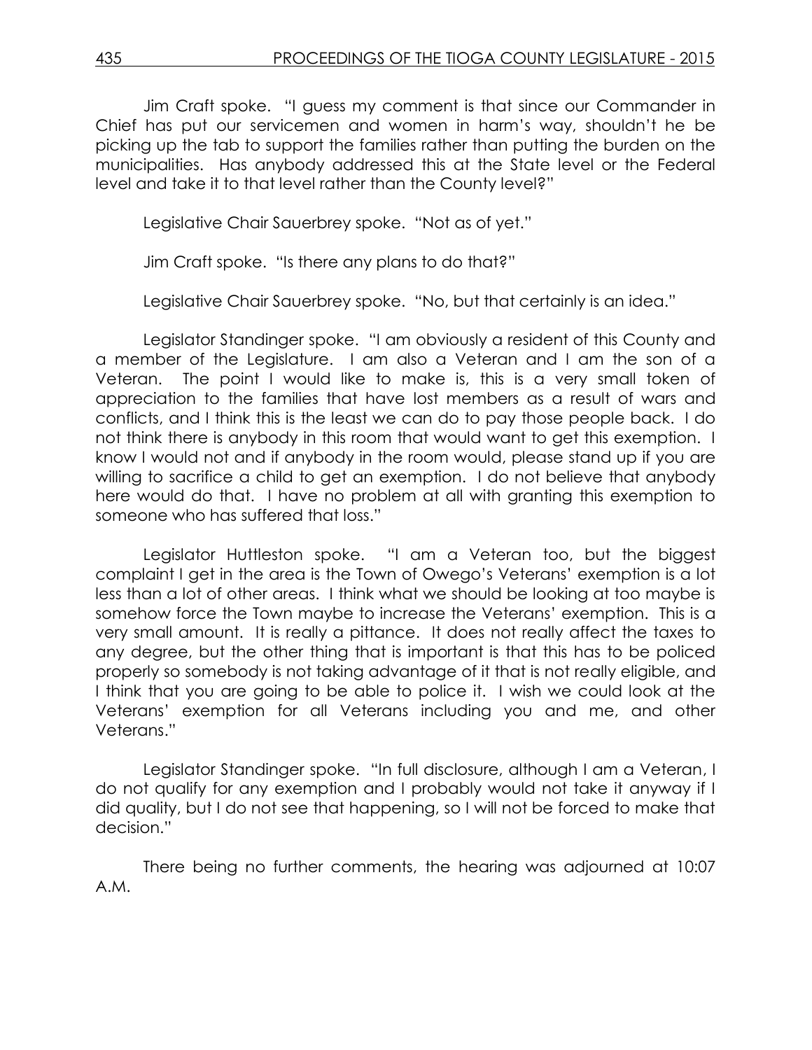Jim Craft spoke. "I guess my comment is that since our Commander in Chief has put our servicemen and women in harm's way, shouldn't he be picking up the tab to support the families rather than putting the burden on the municipalities. Has anybody addressed this at the State level or the Federal level and take it to that level rather than the County level?"

Legislative Chair Sauerbrey spoke. "Not as of yet."

Jim Craft spoke. "Is there any plans to do that?"

Legislative Chair Sauerbrey spoke. "No, but that certainly is an idea."

Legislator Standinger spoke. "I am obviously a resident of this County and a member of the Legislature. I am also a Veteran and I am the son of a Veteran. The point I would like to make is, this is a very small token of appreciation to the families that have lost members as a result of wars and conflicts, and I think this is the least we can do to pay those people back. I do not think there is anybody in this room that would want to get this exemption. I know I would not and if anybody in the room would, please stand up if you are willing to sacrifice a child to get an exemption. I do not believe that anybody here would do that. I have no problem at all with granting this exemption to someone who has suffered that loss."

Legislator Huttleston spoke. "I am a Veteran too, but the biggest complaint I get in the area is the Town of Owego's Veterans' exemption is a lot less than a lot of other areas. I think what we should be looking at too maybe is somehow force the Town maybe to increase the Veterans' exemption. This is a very small amount. It is really a pittance. It does not really affect the taxes to any degree, but the other thing that is important is that this has to be policed properly so somebody is not taking advantage of it that is not really eligible, and I think that you are going to be able to police it. I wish we could look at the Veterans' exemption for all Veterans including you and me, and other Veterans."

Legislator Standinger spoke. "In full disclosure, although I am a Veteran, I do not qualify for any exemption and I probably would not take it anyway if I did quality, but I do not see that happening, so I will not be forced to make that decision."

There being no further comments, the hearing was adjourned at 10:07 A.M.